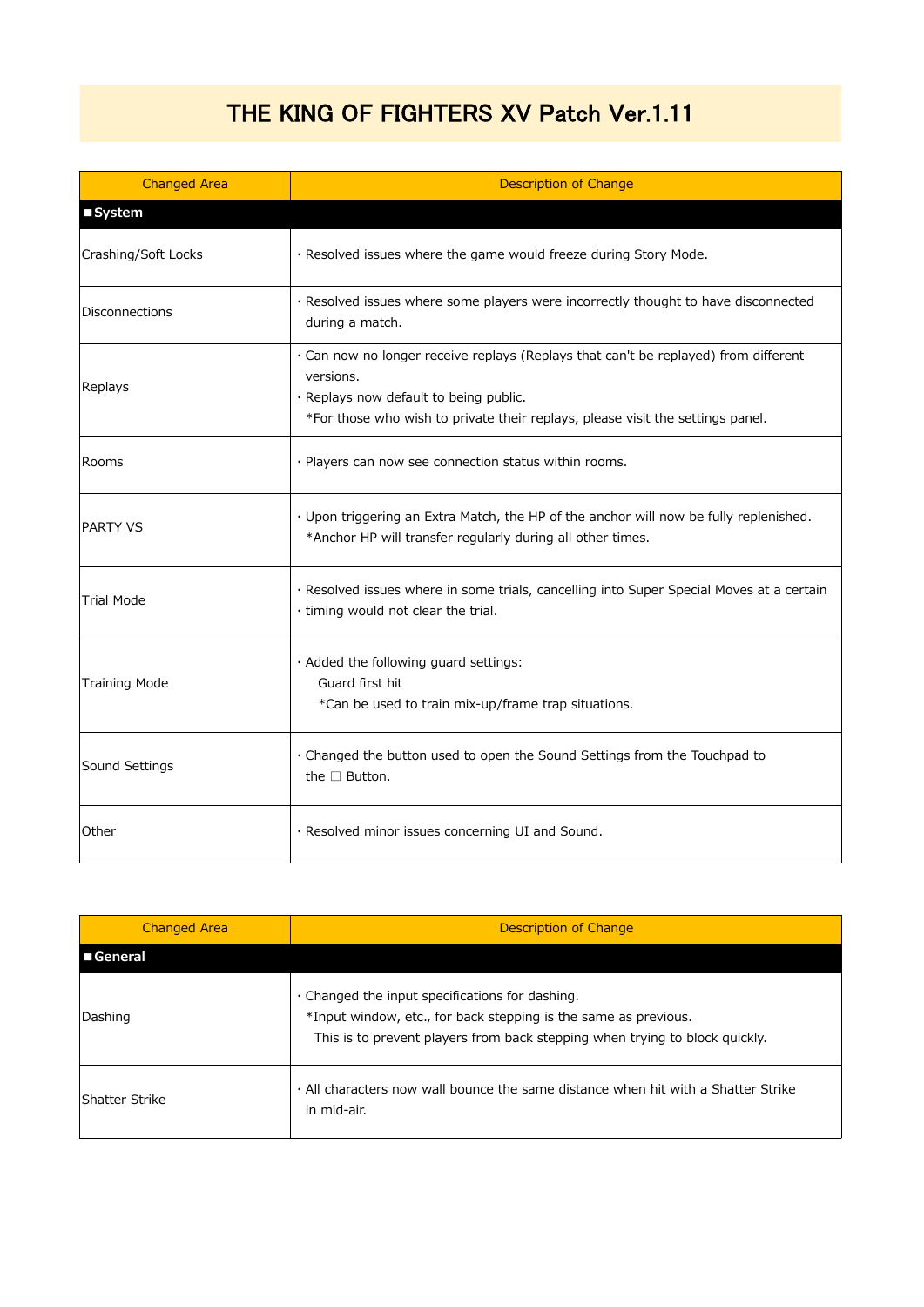# THE KING OF FIGHTERS XV Patch Ver.1.11

| Changed Area | Description of Change |
|---|---|
| **■System** | |
| Crashing/Soft Locks | ・Resolved issues where the game would freeze during Story Mode. |
| Disconnections | ・Resolved issues where some players were incorrectly thought to have disconnected during a match. |
| Replays | ・Can now no longer receive replays (Replays that can't be replayed) from different versions.<br>・Replays now default to being public.<br>*For those who wish to private their replays, please visit the settings panel. |
| Rooms | ・Players can now see connection status within rooms. |
| PARTY VS | ・Upon triggering an Extra Match, the HP of the anchor will now be fully replenished.<br>*Anchor HP will transfer regularly during all other times. |
| Trial Mode | ・Resolved issues where in some trials, cancelling into Super Special Moves at a certain<br>・timing would not clear the trial. |
| Training Mode | ・Added the following guard settings:<br>Guard first hit<br>*Can be used to train mix-up/frame trap situations. |
| Sound Settings | ・Changed the button used to open the Sound Settings from the Touchpad to the □ Button. |
| Other | ・Resolved minor issues concerning UI and Sound. |

| Changed Area | Description of Change |
|---|---|
| **■General** | |
| Dashing | ・Changed the input specifications for dashing.<br>*Input window, etc., for back stepping is the same as previous.<br>This is to prevent players from back stepping when trying to block quickly. |
| Shatter Strike | ・All characters now wall bounce the same distance when hit with a Shatter Strike in mid-air. |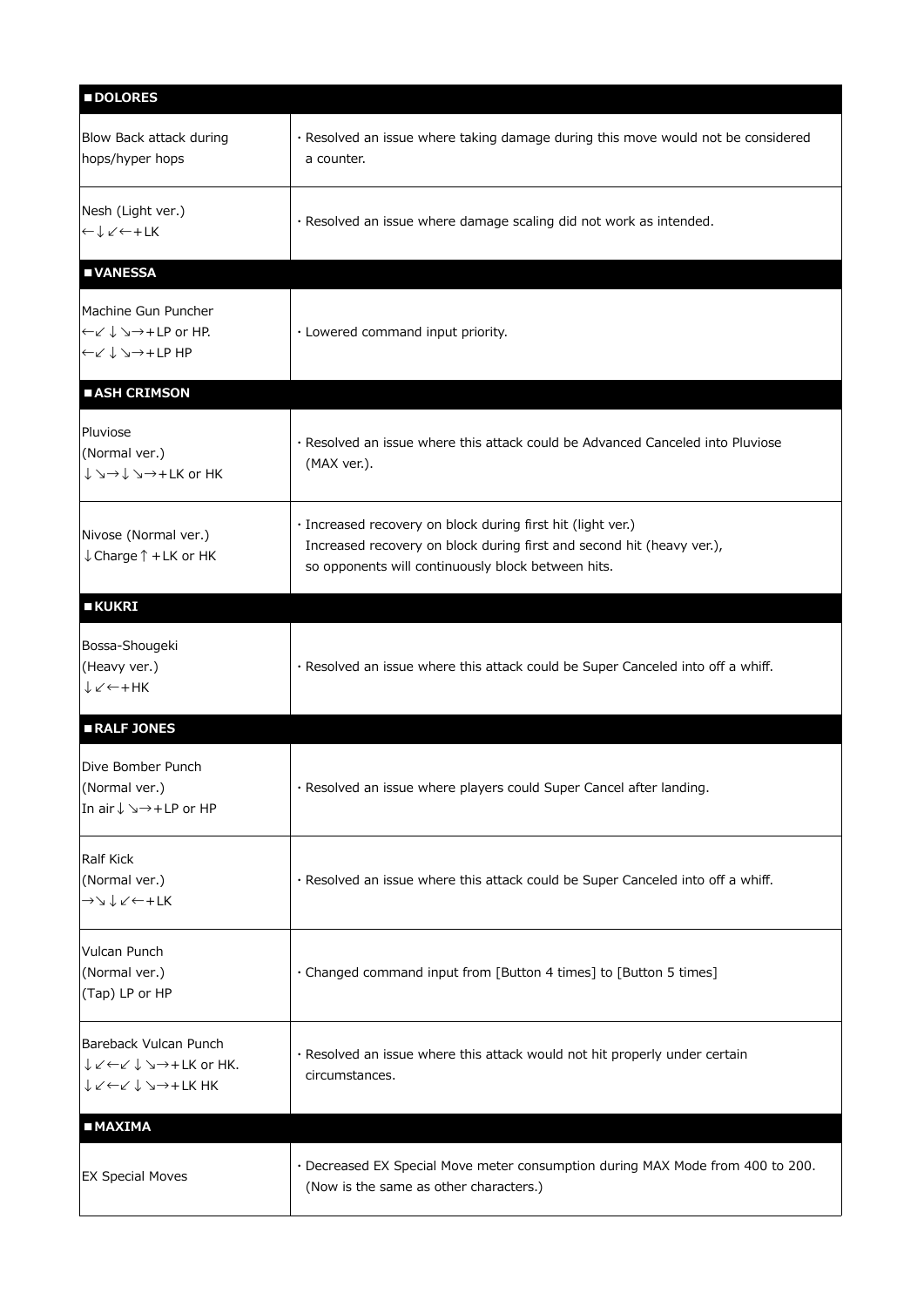| ■DOLORES | |
|---|---|
| Blow Back attack during hops/hyper hops | ・Resolved an issue where taking damage during this move would not be considered a counter. |
| Nesh (Light ver.)<br>←↓↙←+LK | ・Resolved an issue where damage scaling did not work as intended. |
| **■VANESSA** | |
| Machine Gun Puncher<br>←↙↓↘→+LP or HP.<br>←↙↓↘→+LP HP | ・Lowered command input priority. |
| **■ASH CRIMSON** | |
| Pluviose<br>(Normal ver.)<br>↓↘→↓↘→+LK or HK | ・Resolved an issue where this attack could be Advanced Canceled into Pluviose (MAX ver.). |
| Nivose (Normal ver.)<br>↓Charge↑+LK or HK | ・Increased recovery on block during first hit (light ver.)<br>Increased recovery on block during first and second hit (heavy ver.),<br>so opponents will continuously block between hits. |
| **■KUKRI** | |
| Bossa-Shougeki<br>(Heavy ver.)<br>↓↙←+HK | ・Resolved an issue where this attack could be Super Canceled into off a whiff. |
| **■RALF JONES** | |
| Dive Bomber Punch<br>(Normal ver.)<br>In air↓↘→+LP or HP | ・Resolved an issue where players could Super Cancel after landing. |
| Ralf Kick<br>(Normal ver.)<br>→↘↓↙←+LK | ・Resolved an issue where this attack could be Super Canceled into off a whiff. |
| Vulcan Punch<br>(Normal ver.)<br>(Tap) LP or HP | ・Changed command input from [Button 4 times] to [Button 5 times] |
| Bareback Vulcan Punch<br>↓↙←↙↓↘→+LK or HK.<br>↓↙←↙↓↘→+LK HK | ・Resolved an issue where this attack would not hit properly under certain circumstances. |
| **■MAXIMA** | |
| EX Special Moves | ・Decreased EX Special Move meter consumption during MAX Mode from 400 to 200.<br>(Now is the same as other characters.) |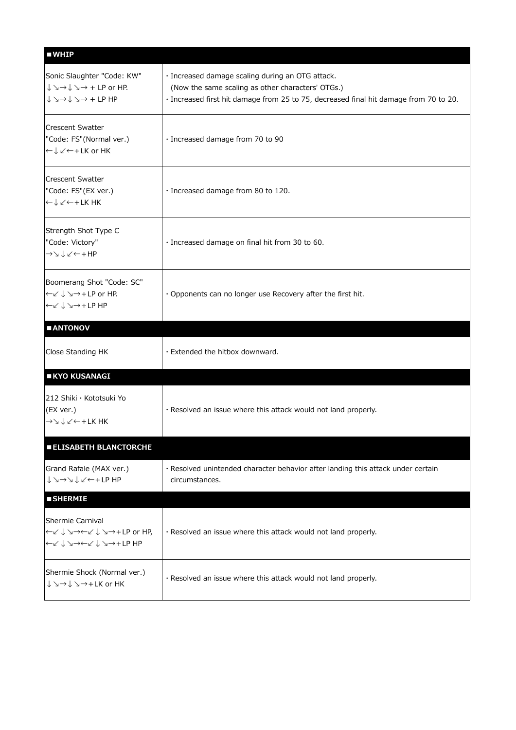| | |
|---|---|
| **■WHIP** | |
| Sonic Slaughter "Code: KW"<br>↓↘→↓↘→ + LP or HP.<br>↓↘→↓↘→ + LP HP | · Increased damage scaling during an OTG attack.<br>(Now the same scaling as other characters' OTGs.)<br>· Increased first hit damage from 25 to 75, decreased final hit damage from 70 to 20. |
| Crescent Swatter<br>"Code: FS"(Normal ver.)<br>←↓↙←+LK or HK | · Increased damage from 70 to 90 |
| Crescent Swatter<br>"Code: FS"(EX ver.)<br>←↓↙←+LK HK | · Increased damage from 80 to 120. |
| Strength Shot Type C<br>"Code: Victory"<br>→↘↓↙←+HP | · Increased damage on final hit from 30 to 60. |
| Boomerang Shot "Code: SC"<br>←↙↓↘→+LP or HP.<br>←↙↓↘→+LP HP | · Opponents can no longer use Recovery after the first hit. |
| **■ANTONOV** | |
| Close Standing HK | · Extended the hitbox downward. |
| **■KYO KUSANAGI** | |
| 212 Shiki・Kototsuki Yo<br>(EX ver.)<br>→↘↓↙←+LK HK | · Resolved an issue where this attack would not land properly. |
| **■ELISABETH BLANCTORCHE** | |
| Grand Rafale (MAX ver.)<br>↓↘→↘↓↙←+LP HP | · Resolved unintended character behavior after landing this attack under certain circumstances. |
| **■SHERMIE** | |
| Shermie Carnival<br>←↙↓↘→←↙↓↘→+LP or HP,<br>←↙↓↘→←↙↓↘→+LP HP | · Resolved an issue where this attack would not land properly. |
| Shermie Shock (Normal ver.)<br>↓↘→↓↘→+LK or HK | · Resolved an issue where this attack would not land properly. |